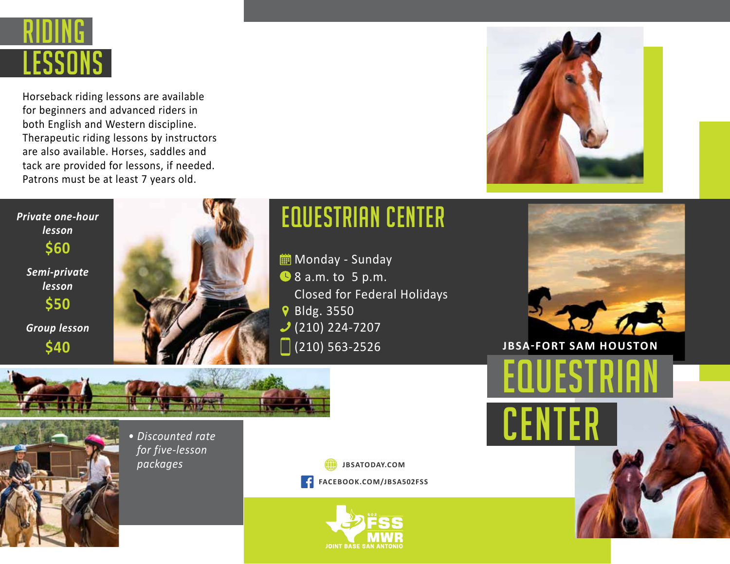# RIDING LESSONS

Horseback riding lessons are available for beginners and advanced riders in both English and Western discipline. Therapeutic riding lessons by instructors are also available. Horses, saddles and tack are provided for lessons, if needed. Patrons must be at least 7 years old.

***Private one-hour lesson***
**$60**

***Semi-private lesson***
**$50**

***Group lesson***
**$40**

- *Discounted rate for five-lesson packages*

## EQUESTRIAN CENTER

Monday - Sunday
8 a.m. to 5 p.m.
Closed for Federal Holidays
Bldg. 3550
(210) 224-7207
(210) 563-2526

**JBSATODAY.COM**
**FACEBOOK.COM/JBSA502FSS**

502 FSS MWR
JOINT BASE SAN ANTONIO

**JBSA-FORT SAM HOUSTON**

# EQUESTRIAN CENTER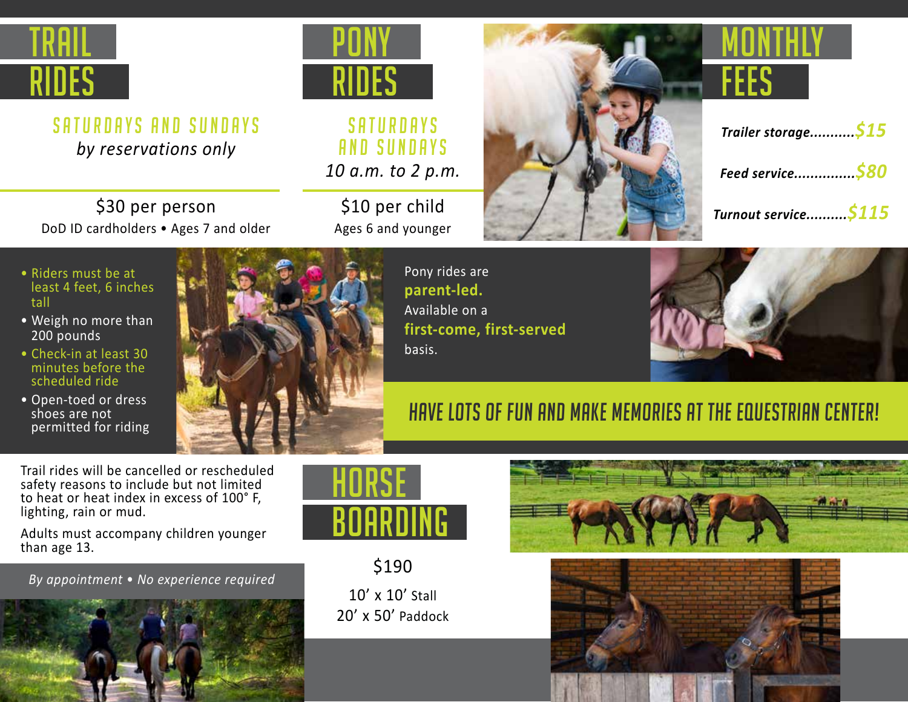# TRAIL RIDES

SATURDAYS AND SUNDAYS
*by reservations only*

$30 per person
DoD ID cardholders • Ages 7 and older

- Riders must be at least 4 feet, 6 inches tall
- Weigh no more than 200 pounds
- Check-in at least 30 minutes before the scheduled ride
- Open-toed or dress shoes are not permitted for riding

Trail rides will be cancelled or rescheduled safety reasons to include but not limited to heat or heat index in excess of 100° F, lighting, rain or mud.

Adults must accompany children younger than age 13.

*By appointment • No experience required*

# PONY RIDES

SATURDAYS AND SUNDAYS
*10 a.m. to 2 p.m.*

$10 per child
Ages 6 and younger

Pony rides are **parent-led.** Available on a **first-come, first-served** basis.

# MONTHLY FEES

***Trailer storage..........$15***

***Feed service..............$80***

***Turnout service..........$115***

## HAVE LOTS OF FUN AND MAKE MEMORIES AT THE EQUESTRIAN CENTER!

# HORSE BOARDING

$190

10' x 10' Stall
20' x 50' Paddock